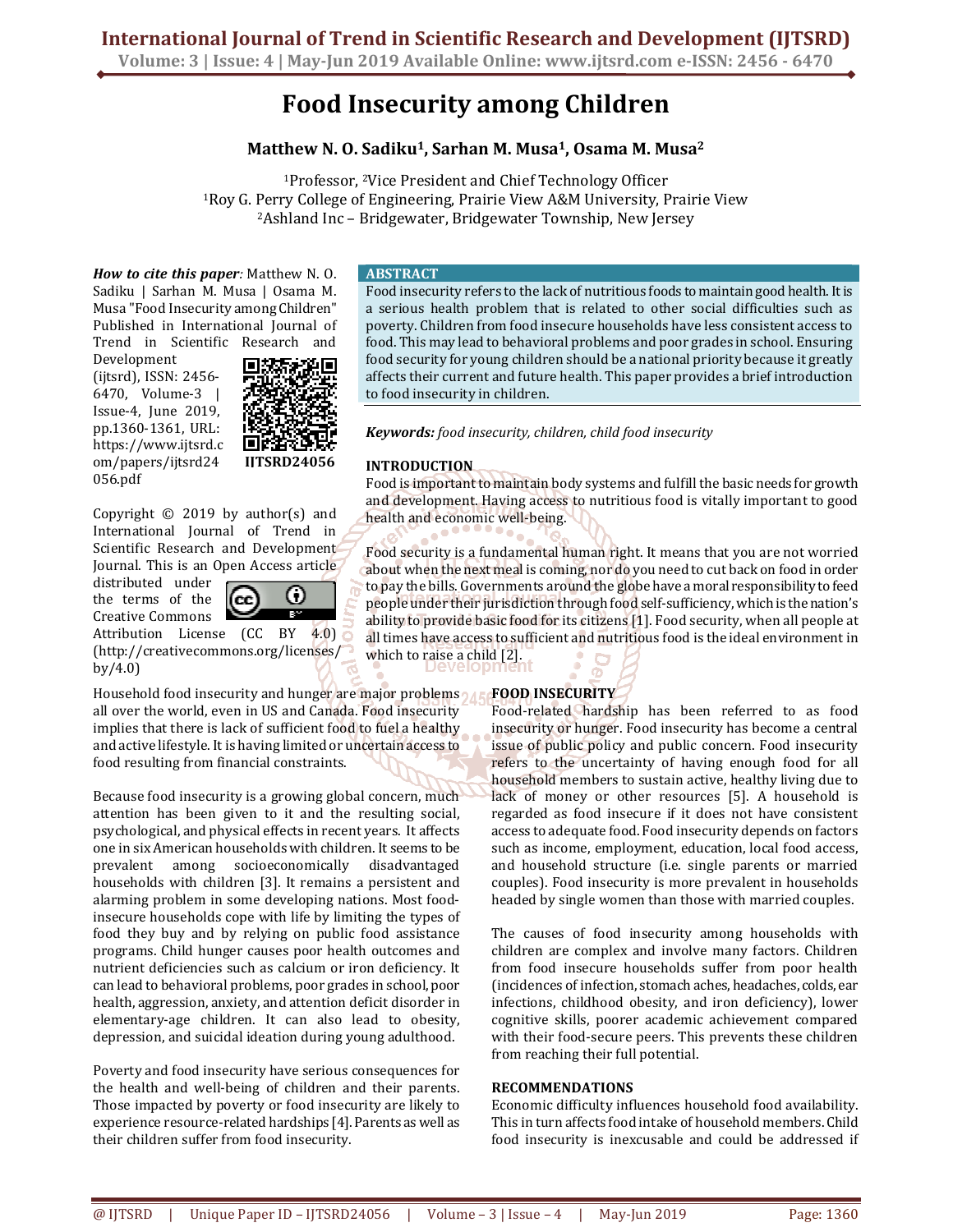# Food Insecurity among Children

**Matthew N. O. Sadiku[1], Sarhan M. Musa[1], Osama M. Musa[2]**

[1]Professor, [2]Vice President and Chief Technology Officer
[1]Roy G. Perry College of Engineering, Prairie View A&M University, Prairie View
[2]Ashland Inc – Bridgewater, Bridgewater Township, New Jersey

***How to cite this paper:*** Matthew N. O. Sadiku | Sarhan M. Musa | Osama M. Musa "Food Insecurity among Children" Published in International Journal of Trend in Scientific Research and Development (ijtsrd), ISSN: 2456-6470, Volume-3 | Issue-4, June 2019, pp.1360-1361, URL: https://www.ijtsrd.com/papers/ijtsrd24056.pdf

IJTSRD24056

Copyright © 2019 by author(s) and International Journal of Trend in Scientific Research and Development Journal. This is an Open Access article distributed under the terms of the Creative Commons Attribution License (CC BY 4.0) (http://creativecommons.org/licenses/by/4.0)

## ABSTRACT

Food insecurity refers to the lack of nutritious foods to maintain good health. It is a serious health problem that is related to other social difficulties such as poverty. Children from food insecure households have less consistent access to food. This may lead to behavioral problems and poor grades in school. Ensuring food security for young children should be a national priority because it greatly affects their current and future health. This paper provides a brief introduction to food insecurity in children.

***Keywords:*** *food insecurity, children, child food insecurity*

## INTRODUCTION

Food is important to maintain body systems and fulfill the basic needs for growth and development. Having access to nutritious food is vitally important to good health and economic well-being.

Food security is a fundamental human right. It means that you are not worried about when the next meal is coming, nor do you need to cut back on food in order to pay the bills. Governments around the globe have a moral responsibility to feed people under their jurisdiction through food self-sufficiency, which is the nation's ability to provide basic food for its citizens [1]. Food security, when all people at all times have access to sufficient and nutritious food is the ideal environment in which to raise a child [2].

Household food insecurity and hunger are major problems all over the world, even in US and Canada. Food insecurity implies that there is lack of sufficient food to fuel a healthy and active lifestyle. It is having limited or uncertain access to food resulting from financial constraints.

Because food insecurity is a growing global concern, much attention has been given to it and the resulting social, psychological, and physical effects in recent years. It affects one in six American households with children. It seems to be prevalent among socioeconomically disadvantaged households with children [3]. It remains a persistent and alarming problem in some developing nations. Most food-insecure households cope with life by limiting the types of food they buy and by relying on public food assistance programs. Child hunger causes poor health outcomes and nutrient deficiencies such as calcium or iron deficiency. It can lead to behavioral problems, poor grades in school, poor health, aggression, anxiety, and attention deficit disorder in elementary-age children. It can also lead to obesity, depression, and suicidal ideation during young adulthood.

Poverty and food insecurity have serious consequences for the health and well-being of children and their parents. Those impacted by poverty or food insecurity are likely to experience resource-related hardships [4]. Parents as well as their children suffer from food insecurity.

## FOOD INSECURITY

Food-related hardship has been referred to as food insecurity or hunger. Food insecurity has become a central issue of public policy and public concern. Food insecurity refers to the uncertainty of having enough food for all household members to sustain active, healthy living due to lack of money or other resources [5]. A household is regarded as food insecure if it does not have consistent access to adequate food. Food insecurity depends on factors such as income, employment, education, local food access, and household structure (i.e. single parents or married couples). Food insecurity is more prevalent in households headed by single women than those with married couples.

The causes of food insecurity among households with children are complex and involve many factors. Children from food insecure households suffer from poor health (incidences of infection, stomach aches, headaches, colds, ear infections, childhood obesity, and iron deficiency), lower cognitive skills, poorer academic achievement compared with their food-secure peers. This prevents these children from reaching their full potential.

## RECOMMENDATIONS

Economic difficulty influences household food availability. This in turn affects food intake of household members. Child food insecurity is inexcusable and could be addressed if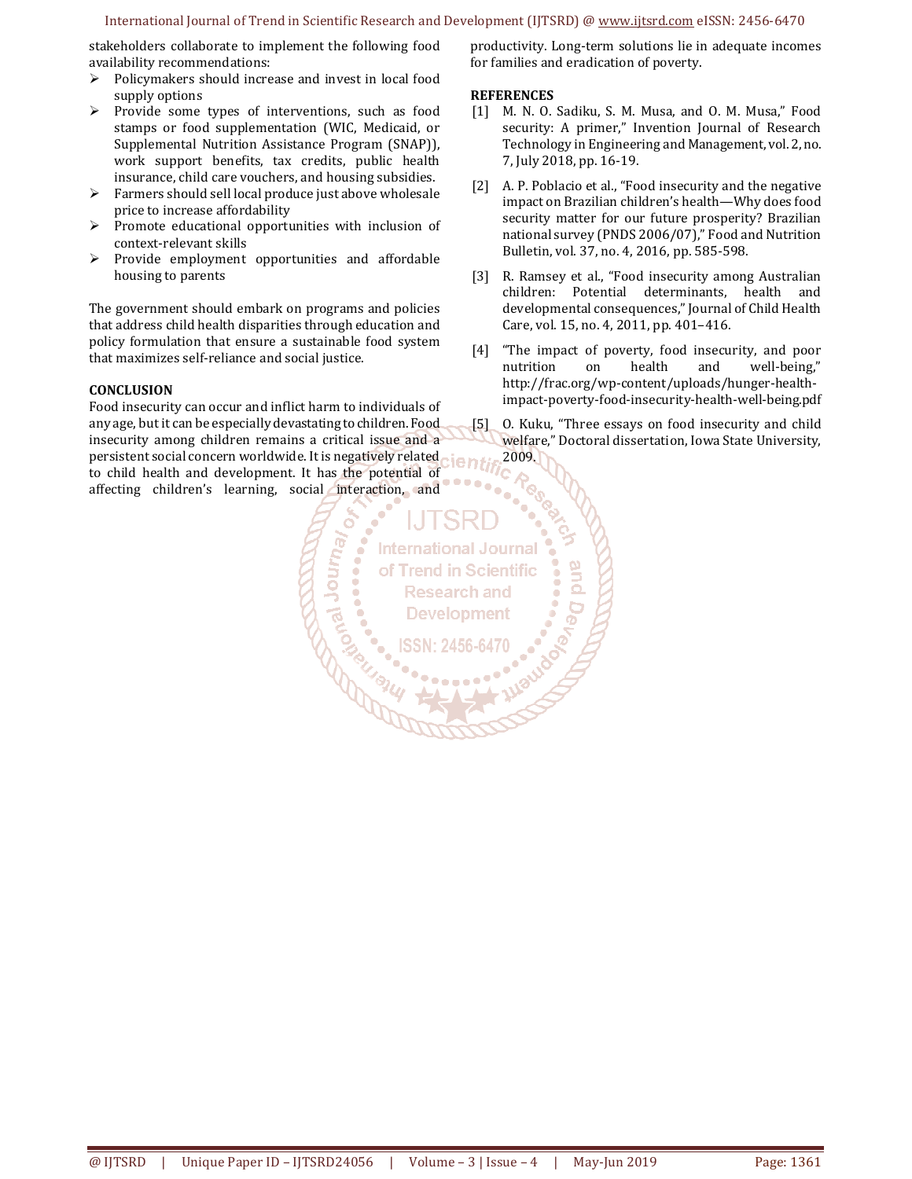stakeholders collaborate to implement the following food availability recommendations:

- Policymakers should increase and invest in local food supply options
- Provide some types of interventions, such as food stamps or food supplementation (WIC, Medicaid, or Supplemental Nutrition Assistance Program (SNAP)), work support benefits, tax credits, public health insurance, child care vouchers, and housing subsidies.
- Farmers should sell local produce just above wholesale price to increase affordability
- Promote educational opportunities with inclusion of context-relevant skills
- Provide employment opportunities and affordable housing to parents

The government should embark on programs and policies that address child health disparities through education and policy formulation that ensure a sustainable food system that maximizes self-reliance and social justice.

## CONCLUSION

Food insecurity can occur and inflict harm to individuals of any age, but it can be especially devastating to children. Food insecurity among children remains a critical issue and a persistent social concern worldwide. It is negatively related to child health and development. It has the potential of affecting children's learning, social interaction, and productivity. Long-term solutions lie in adequate incomes for families and eradication of poverty.

## REFERENCES

[1] M. N. O. Sadiku, S. M. Musa, and O. M. Musa," Food security: A primer," Invention Journal of Research Technology in Engineering and Management, vol. 2, no. 7, July 2018, pp. 16-19.

[2] A. P. Poblacio et al., "Food insecurity and the negative impact on Brazilian children's health—Why does food security matter for our future prosperity? Brazilian national survey (PNDS 2006/07)," Food and Nutrition Bulletin, vol. 37, no. 4, 2016, pp. 585-598.

[3] R. Ramsey et al., "Food insecurity among Australian children: Potential determinants, health and developmental consequences," Journal of Child Health Care, vol. 15, no. 4, 2011, pp. 401–416.

[4] "The impact of poverty, food insecurity, and poor nutrition on health and well-being," http://frac.org/wp-content/uploads/hunger-health-impact-poverty-food-insecurity-health-well-being.pdf

[5] O. Kuku, "Three essays on food insecurity and child welfare," Doctoral dissertation, Iowa State University, 2009.